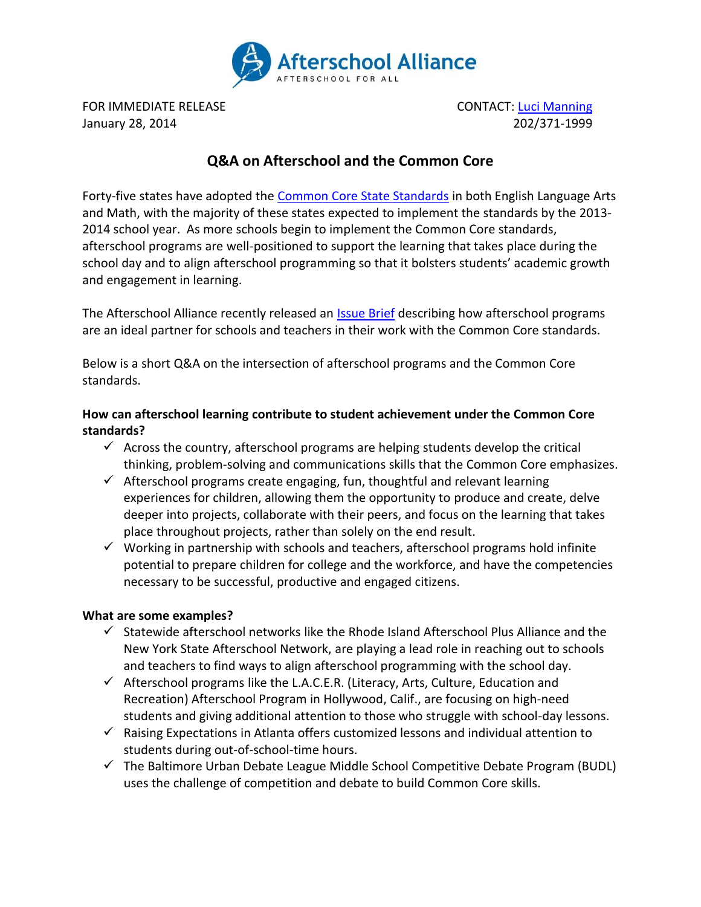Afterschool Alliance
AFTERSCHOOL FOR ALL

FOR IMMEDIATE RELEASE
January 28, 2014

CONTACT: Luci Manning
202/371-1999

# Q&A on Afterschool and the Common Core

Forty-five states have adopted the Common Core State Standards in both English Language Arts and Math, with the majority of these states expected to implement the standards by the 2013-2014 school year. As more schools begin to implement the Common Core standards, afterschool programs are well-positioned to support the learning that takes place during the school day and to align afterschool programming so that it bolsters students' academic growth and engagement in learning.

The Afterschool Alliance recently released an Issue Brief describing how afterschool programs are an ideal partner for schools and teachers in their work with the Common Core standards.

Below is a short Q&A on the intersection of afterschool programs and the Common Core standards.

**How can afterschool learning contribute to student achievement under the Common Core standards?**

- ✓ Across the country, afterschool programs are helping students develop the critical thinking, problem-solving and communications skills that the Common Core emphasizes.
- ✓ Afterschool programs create engaging, fun, thoughtful and relevant learning experiences for children, allowing them the opportunity to produce and create, delve deeper into projects, collaborate with their peers, and focus on the learning that takes place throughout projects, rather than solely on the end result.
- ✓ Working in partnership with schools and teachers, afterschool programs hold infinite potential to prepare children for college and the workforce, and have the competencies necessary to be successful, productive and engaged citizens.

**What are some examples?**

- ✓ Statewide afterschool networks like the Rhode Island Afterschool Plus Alliance and the New York State Afterschool Network, are playing a lead role in reaching out to schools and teachers to find ways to align afterschool programming with the school day.
- ✓ Afterschool programs like the L.A.C.E.R. (Literacy, Arts, Culture, Education and Recreation) Afterschool Program in Hollywood, Calif., are focusing on high-need students and giving additional attention to those who struggle with school-day lessons.
- ✓ Raising Expectations in Atlanta offers customized lessons and individual attention to students during out-of-school-time hours.
- ✓ The Baltimore Urban Debate League Middle School Competitive Debate Program (BUDL) uses the challenge of competition and debate to build Common Core skills.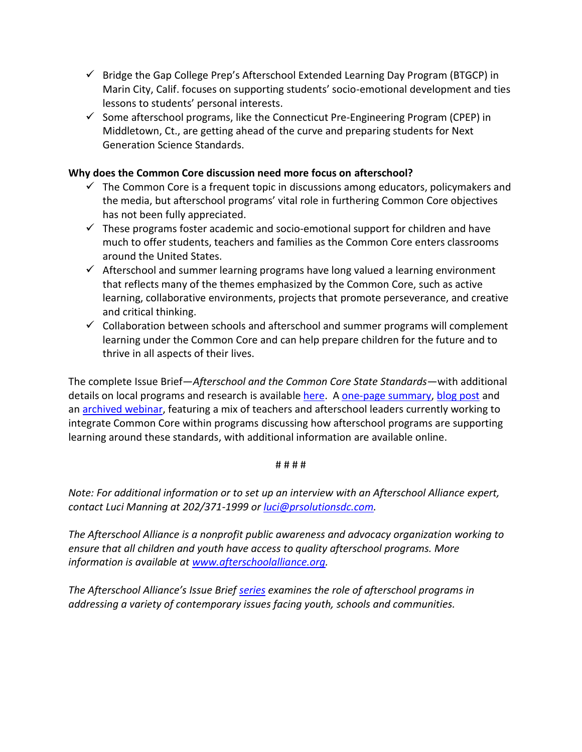- ✓ Bridge the Gap College Prep's Afterschool Extended Learning Day Program (BTGCP) in Marin City, Calif. focuses on supporting students' socio-emotional development and ties lessons to students' personal interests.
- ✓ Some afterschool programs, like the Connecticut Pre-Engineering Program (CPEP) in Middletown, Ct., are getting ahead of the curve and preparing students for Next Generation Science Standards.

**Why does the Common Core discussion need more focus on afterschool?**

- ✓ The Common Core is a frequent topic in discussions among educators, policymakers and the media, but afterschool programs' vital role in furthering Common Core objectives has not been fully appreciated.
- ✓ These programs foster academic and socio-emotional support for children and have much to offer students, teachers and families as the Common Core enters classrooms around the United States.
- ✓ Afterschool and summer learning programs have long valued a learning environment that reflects many of the themes emphasized by the Common Core, such as active learning, collaborative environments, projects that promote perseverance, and creative and critical thinking.
- ✓ Collaboration between schools and afterschool and summer programs will complement learning under the Common Core and can help prepare children for the future and to thrive in all aspects of their lives.

The complete Issue Brief—*Afterschool and the Common Core State Standards*—with additional details on local programs and research is available here. A one-page summary, blog post and an archived webinar, featuring a mix of teachers and afterschool leaders currently working to integrate Common Core within programs discussing how afterschool programs are supporting learning around these standards, with additional information are available online.

# # # #

*Note: For additional information or to set up an interview with an Afterschool Alliance expert, contact Luci Manning at 202/371-1999 or luci@prsolutionsdc.com.*

*The Afterschool Alliance is a nonprofit public awareness and advocacy organization working to ensure that all children and youth have access to quality afterschool programs. More information is available at www.afterschoolalliance.org.*

*The Afterschool Alliance's Issue Brief series examines the role of afterschool programs in addressing a variety of contemporary issues facing youth, schools and communities.*